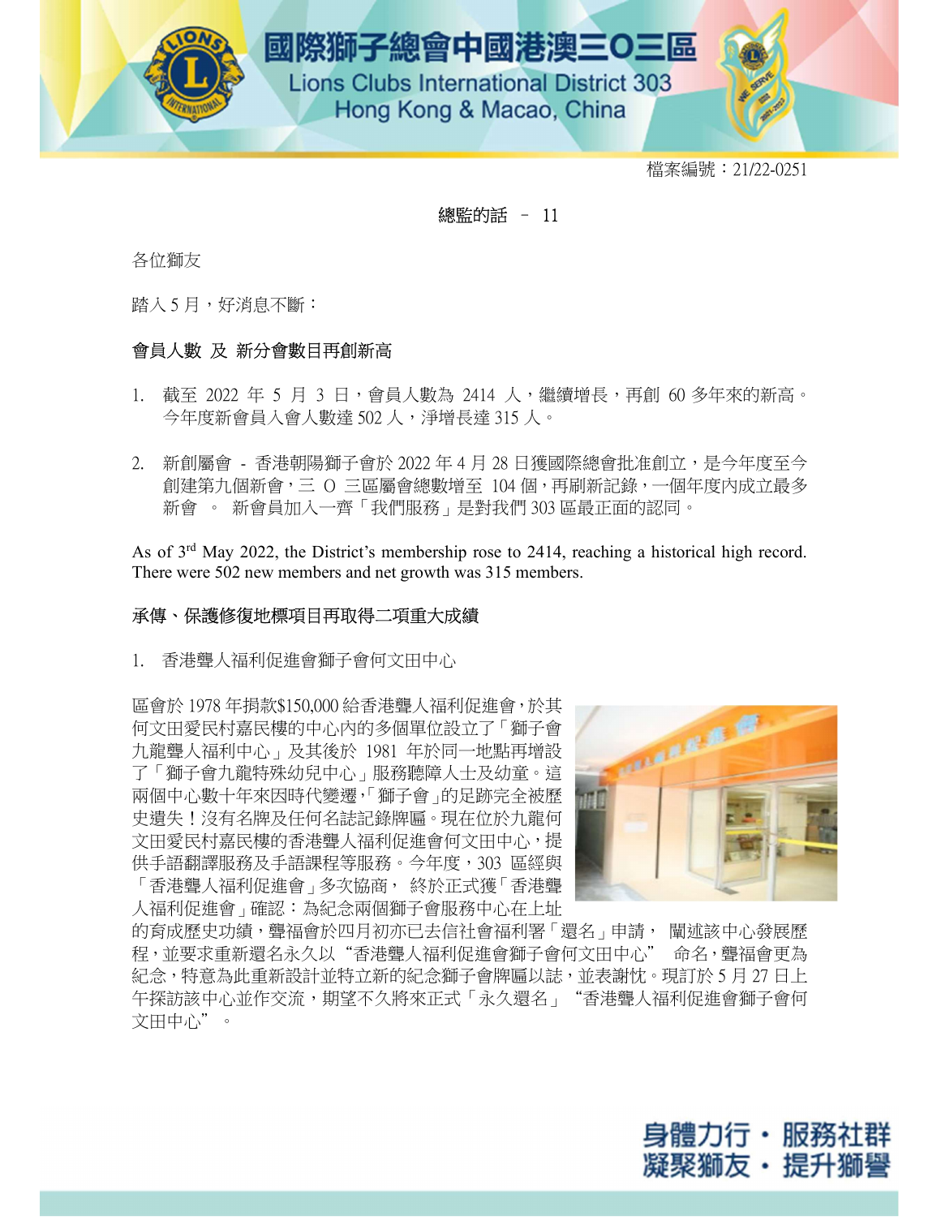檔案編號：21/22-0251

總監的話 － 11

各位獅友

踏入 5 月，好消息不斷：

**會員人數 及 新分會數目再創新高**

1. 截至 2022 年 5 月 3 日，會員人數為 2414 人，繼續增長，再創 60 多年來的新高。今年度新會員入會人數達 502 人，淨增長達 315 人。

2. 新創屬會 - 香港朝陽獅子會於 2022 年 4 月 28 日獲國際總會批准創立，是今年度至今創建第九個新會，三 O 三區屬會總數增至 104 個，再刷新記錄，一個年度內成立最多新會 。 新會員加入一齊「我們服務」是對我們 303 區最正面的認同。

As of 3rd May 2022, the District's membership rose to 2414, reaching a historical high record. There were 502 new members and net growth was 315 members.

**承傳、保護修復地標項目再取得二項重大成績**

1. 香港聾人福利促進會獅子會何文田中心

區會於 1978 年捐款$150,000 給香港聾人福利促進會，於其何文田愛民村嘉民樓的中心內的多個單位設立了「獅子會九龍聾人福利中心」及其後於 1981 年於同一地點再增設了「獅子會九龍特殊幼兒中心」服務聽障人士及幼童。這兩個中心數十年來因時代變遷，「獅子會」的足跡完全被歷史遺失！沒有名牌及任何名誌記錄牌匾。現在位於九龍何文田愛民村嘉民樓的香港聾人福利促進會何文田中心，提供手語翻譯服務及手語課程等服務。今年度，303 區經與「香港聾人福利促進會」多次協商， 終於正式獲「香港聾人福利促進會」確認：為紀念兩個獅子會服務中心在上址的育成歷史功績，聾福會於四月初亦已去信社會福利署「還名」申請， 闡述該中心發展歷程，並要求重新還名永久以 "香港聾人福利促進會獅子會何文田中心" 命名，聾福會更為紀念，特意為此重新設計並特立新的紀念獅子會牌匾以誌，並表謝忱。現訂於 5 月 27 日上午探訪該中心並作交流，期望不久將來正式「永久還名」 "香港聾人福利促進會獅子會何文田中心" 。

身體力行・服務社群
凝聚獅友・提升獅譽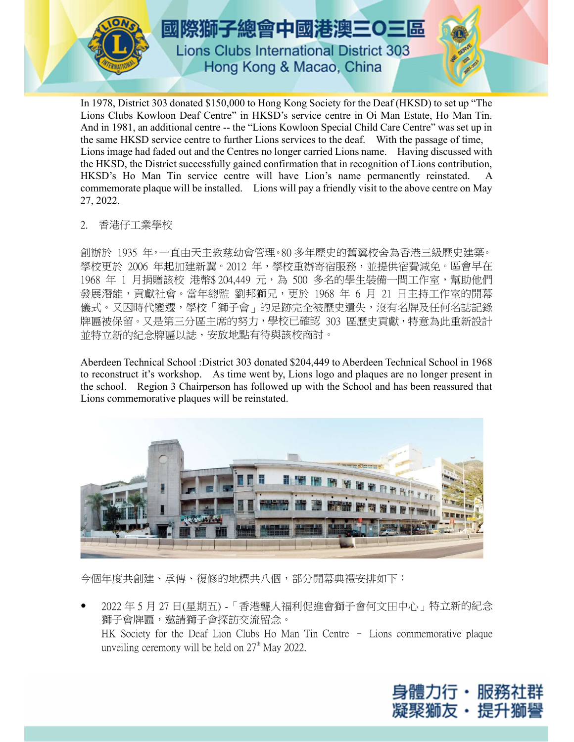In 1978, District 303 donated $150,000 to Hong Kong Society for the Deaf (HKSD) to set up "The Lions Clubs Kowloon Deaf Centre" in HKSD's service centre in Oi Man Estate, Ho Man Tin. And in 1981, an additional centre -- the "Lions Kowloon Special Child Care Centre" was set up in the same HKSD service centre to further Lions services to the deaf. With the passage of time, Lions image had faded out and the Centres no longer carried Lions name. Having discussed with the HKSD, the District successfully gained confirmation that in recognition of Lions contribution, HKSD's Ho Man Tin service centre will have Lion's name permanently reinstated. A commemorate plaque will be installed. Lions will pay a friendly visit to the above centre on May 27, 2022.

2. 香港仔工業學校

創辦於 1935 年，一直由天主教慈幼會管理。80 多年歷史的舊翼校舍為香港三級歷史建築。學校更於 2006 年起加建新翼。2012 年，學校重辦寄宿服務，並提供宿費減免。區會早在 1968 年 1 月捐贈該校 港幣$ 204,449 元，為 500 多名的學生裝備一間工作室，幫助他們發展潛能，貢獻社會。當年總監 劉邦獅兄，更於 1968 年 6 月 21 日主持工作室的開幕儀式。又因時代變遷，學校「獅子會」的足跡完全被歷史遺失，沒有名牌及任何名誌記錄牌匾被保留。又是第三分區主席的努力，學校已確認 303 區歷史貢獻，特意為此重新設計並特立新的紀念牌匾以誌，安放地點有待與該校商討。

Aberdeen Technical School :District 303 donated $204,449 to Aberdeen Technical School in 1968 to reconstruct it's workshop. As time went by, Lions logo and plaques are no longer present in the school. Region 3 Chairperson has followed up with the School and has been reassured that Lions commemorative plaques will be reinstated.

今個年度共創建、承傳、復修的地標共八個，部分開幕典禮安排如下：

- 2022 年 5 月 27 日(星期五) -「香港聾人福利促進會獅子會何文田中心」特立新的紀念獅子會牌匾，邀請獅子會探訪交流留念。
  HK Society for the Deaf Lion Clubs Ho Man Tin Centre – Lions commemorative plaque unveiling ceremony will be held on 27th May 2022.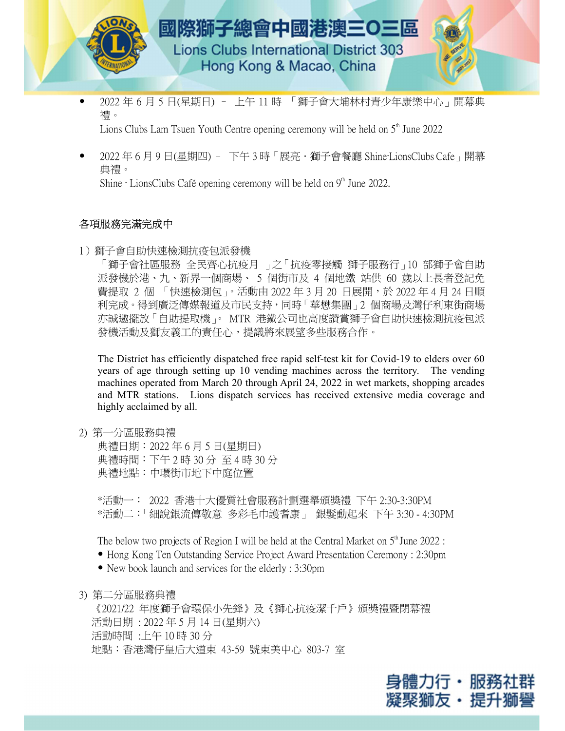- 2022 年 6 月 5 日(星期日) – 上午 11 時 「獅子會大埔林村青少年康樂中心」開幕典禮。
  Lions Clubs Lam Tsuen Youth Centre opening ceremony will be held on 5th June 2022
- 2022 年 6 月 9 日(星期四) – 下午 3 時「展亮・獅子會餐廳 Shine·LionsClubs Cafe」開幕典禮。
  Shine · LionsClubs Café opening ceremony will be held on 9th June 2022.

各項服務完滿完成中

1）獅子會自助快速檢測抗疫包派發機

「獅子會社區服務 全民齊心抗疫月 」之「抗疫零接觸 獅子服務行」10 部獅子會自助派發機於港、九、新界一個商場、 5 個街市及 4 個地鐵 站供 60 歲以上長者登記免費提取 2 個 「快速檢測包」。活動由 2022 年 3 月 20 日展開，於 2022 年 4 月 24 日順利完成。得到廣泛傳媒報道及市民支持，同時「華懋集團」2 個商場及灣仔利東街商場亦誠邀擺放「自助提取機」。 MTR 港鐵公司也高度讚賞獅子會自助快速檢測抗疫包派發機活動及獅友義工的責任心，提議將來展望多些服務合作。

The District has efficiently dispatched free rapid self-test kit for Covid-19 to elders over 60 years of age through setting up 10 vending machines across the territory. The vending machines operated from March 20 through April 24, 2022 in wet markets, shopping arcades and MTR stations. Lions dispatch services has received extensive media coverage and highly acclaimed by all.

2) 第一分區服務典禮

典禮日期：2022 年 6 月 5 日(星期日)
典禮時間：下午 2 時 30 分 至 4 時 30 分
典禮地點：中環街市地下中庭位置

*活動一： 2022 香港十大優質社會服務計劃選舉頒獎禮 下午 2:30-3:30PM
*活動二：「細說銀流傳敬意 多彩毛巾護耆康」 銀髮動起來 下午 3:30 - 4:30PM

The below two projects of Region I will be held at the Central Market on 5th June 2022 :

- Hong Kong Ten Outstanding Service Project Award Presentation Ceremony : 2:30pm
- New book launch and services for the elderly : 3:30pm

3) 第二分區服務典禮

《2021/22 年度獅子會環保小先鋒》及《獅心抗疫潔千戶》頒獎禮暨閉幕禮
活動日期 : 2022 年 5 月 14 日(星期六)
活動時間 :上午 10 時 30 分
地點：香港灣仔皇后大道東 43-59 號東美中心 803-7 室

身體力行・服務社群
凝聚獅友・提升獅譽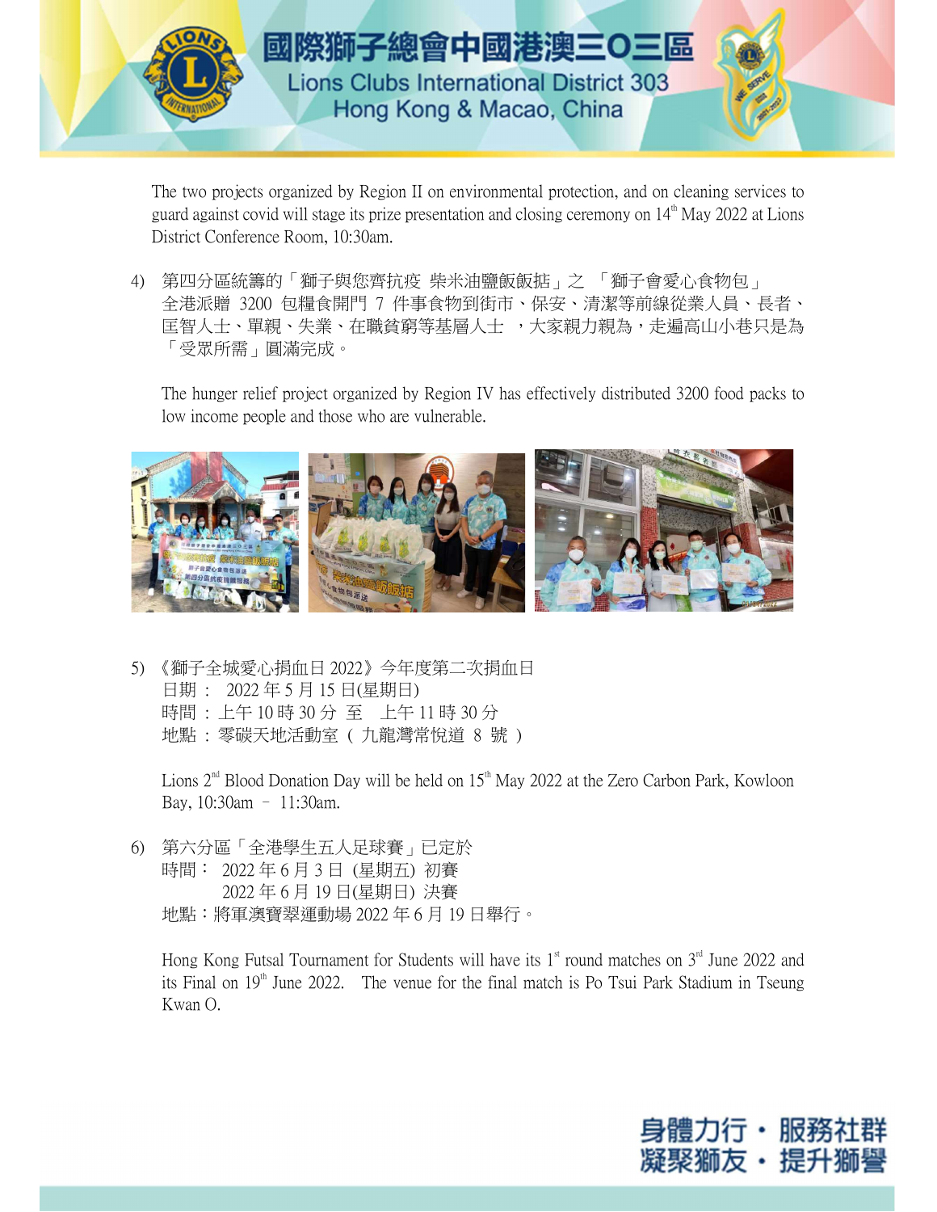The two projects organized by Region II on environmental protection, and on cleaning services to guard against covid will stage its prize presentation and closing ceremony on 14th May 2022 at Lions District Conference Room, 10:30am.

4) 第四分區統籌的「獅子與您齊抗疫 柴米油鹽飯飯掂」之 「獅子會愛心食物包」全港派贈 3200 包糧食開門 7 件事食物到街市、保安、清潔等前線從業人員、長者、匡智人士、單親、失業、在職貧窮等基層人士 ，大家親力親為，走遍高山小巷只是為「受眾所需」圓滿完成。

   The hunger relief project organized by Region IV has effectively distributed 3200 food packs to low income people and those who are vulnerable.

5) 《獅子全城愛心捐血日 2022》今年度第二次捐血日
   日期： 2022 年 5 月 15 日(星期日)
   時間：上午 10 時 30 分 至 上午 11 時 30 分
   地點：零碳天地活動室（九龍灣常悅道 8 號）

   Lions 2nd Blood Donation Day will be held on 15th May 2022 at the Zero Carbon Park, Kowloon Bay, 10:30am – 11:30am.

6) 第六分區「全港學生五人足球賽」已定於
   時間： 2022 年 6 月 3 日 (星期五) 初賽
   　　　 2022 年 6 月 19 日(星期日) 決賽
   地點：將軍澳寶翠運動場 2022 年 6 月 19 日舉行。

   Hong Kong Futsal Tournament for Students will have its 1st round matches on 3rd June 2022 and its Final on 19th June 2022. The venue for the final match is Po Tsui Park Stadium in Tseung Kwan O.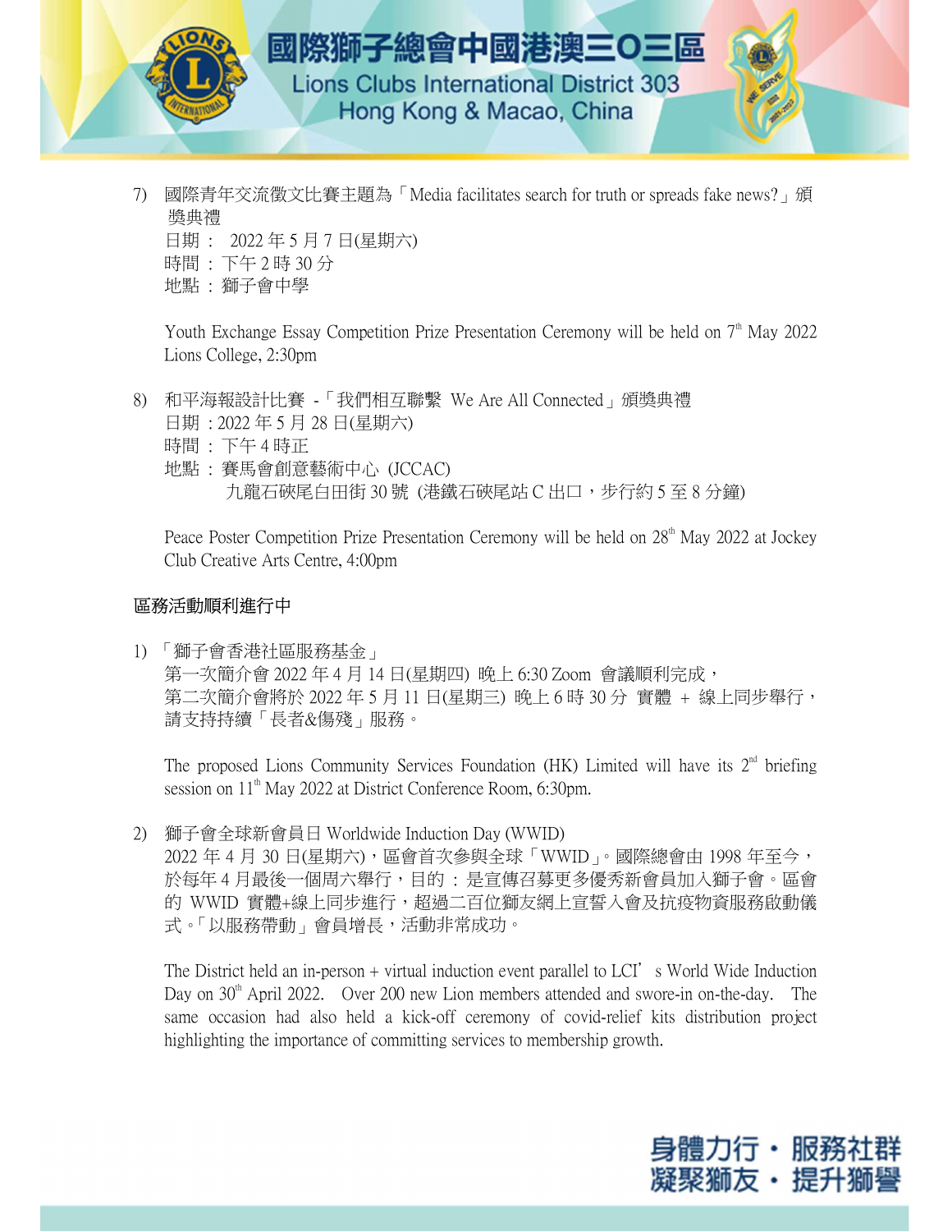7) 國際青年交流徵文比賽主題為「Media facilitates search for truth or spreads fake news?」頒獎典禮
   日期： 2022 年 5 月 7 日(星期六)
   時間 ： 下午 2 時 30 分
   地點 ： 獅子會中學

   Youth Exchange Essay Competition Prize Presentation Ceremony will be held on 7th May 2022 Lions College, 2:30pm

8) 和平海報設計比賽 -「我們相互聯繫 We Are All Connected」頒獎典禮
   日期 : 2022 年 5 月 28 日(星期六)
   時間 ： 下午 4 時正
   地點 ： 賽馬會創意藝術中心 (JCCAC)
   九龍石硤尾白田街 30 號 (港鐵石硤尾站 C 出口，步行約 5 至 8 分鐘)

   Peace Poster Competition Prize Presentation Ceremony will be held on 28th May 2022 at Jockey Club Creative Arts Centre, 4:00pm

**區務活動順利進行中**

1) 「獅子會香港社區服務基金」
   第一次簡介會 2022 年 4 月 14 日(星期四) 晚上 6:30 Zoom 會議順利完成，
   第二次簡介會將於 2022 年 5 月 11 日(星期三) 晚上 6 時 30 分 實體 + 線上同步舉行，請支持持續「長者&傷殘」服務。

   The proposed Lions Community Services Foundation (HK) Limited will have its 2nd briefing session on 11th May 2022 at District Conference Room, 6:30pm.

2) 獅子會全球新會員日 Worldwide Induction Day (WWID)
   2022 年 4 月 30 日(星期六)，區會首次參與全球「WWID」。國際總會由 1998 年至今，於每年 4 月最後一個周六舉行，目的 ： 是宣傳召募更多優秀新會員加入獅子會。區會的 WWID 實體+線上同步進行，超過二百位獅友網上宣誓入會及抗疫物資服務啟動儀式。「以服務帶動」會員增長，活動非常成功。

   The District held an in-person + virtual induction event parallel to LCI's World Wide Induction Day on 30th April 2022. Over 200 new Lion members attended and swore-in on-the-day. The same occasion had also held a kick-off ceremony of covid-relief kits distribution project highlighting the importance of committing services to membership growth.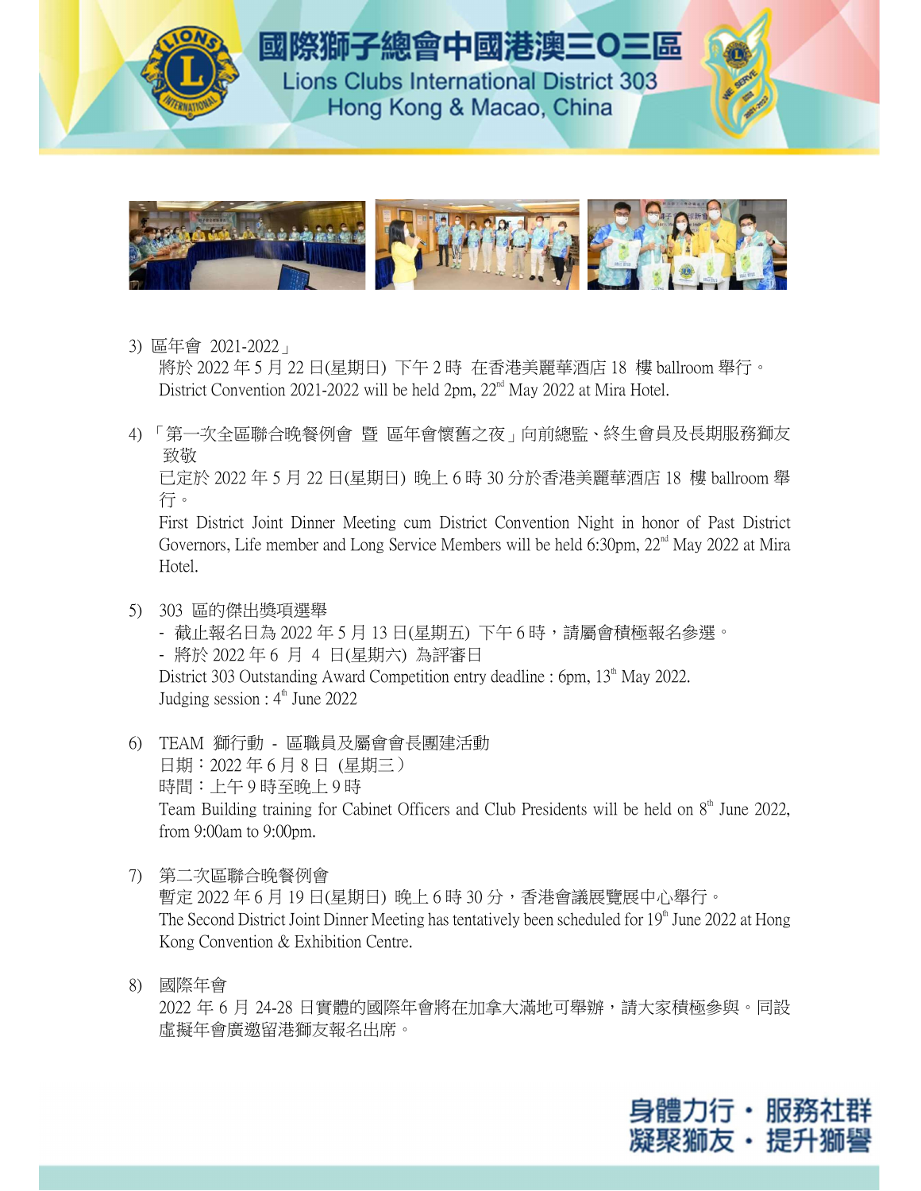3) 區年會 2021-2022」

將於 2022 年 5 月 22 日(星期日) 下午 2 時 在香港美麗華酒店 18 樓 ballroom 舉行。

District Convention 2021-2022 will be held 2pm, 22nd May 2022 at Mira Hotel.

4) 「第一次全區聯合晚餐例會 暨 區年會懷舊之夜」向前總監、終生會員及長期服務獅友致敬

已定於 2022 年 5 月 22 日(星期日) 晚上 6 時 30 分於香港美麗華酒店 18 樓 ballroom 舉行。

First District Joint Dinner Meeting cum District Convention Night in honor of Past District Governors, Life member and Long Service Members will be held 6:30pm, 22nd May 2022 at Mira Hotel.

5) 303 區的傑出獎項選舉

- 截止報名日為 2022 年 5 月 13 日(星期五) 下午 6 時，請屬會積極報名參選。
- 將於 2022 年 6 月 4 日(星期六) 為評審日

District 303 Outstanding Award Competition entry deadline : 6pm, 13th May 2022.

Judging session : 4th June 2022

6) TEAM 獅行動 - 區職員及屬會會長團建活動

日期：2022 年 6 月 8 日 (星期三)

時間：上午 9 時至晚上 9 時

Team Building training for Cabinet Officers and Club Presidents will be held on 8th June 2022, from 9:00am to 9:00pm.

7) 第二次區聯合晚餐例會

暫定 2022 年 6 月 19 日(星期日) 晚上 6 時 30 分，香港會議展覽展中心舉行。

The Second District Joint Dinner Meeting has tentatively been scheduled for 19th June 2022 at Hong Kong Convention & Exhibition Centre.

8) 國際年會

2022 年 6 月 24-28 日實體的國際年會將在加拿大滿地可舉辦，請大家積極參與。同設虛擬年會廣邀留港獅友報名出席。

身體力行・服務社群
凝聚獅友・提升獅譽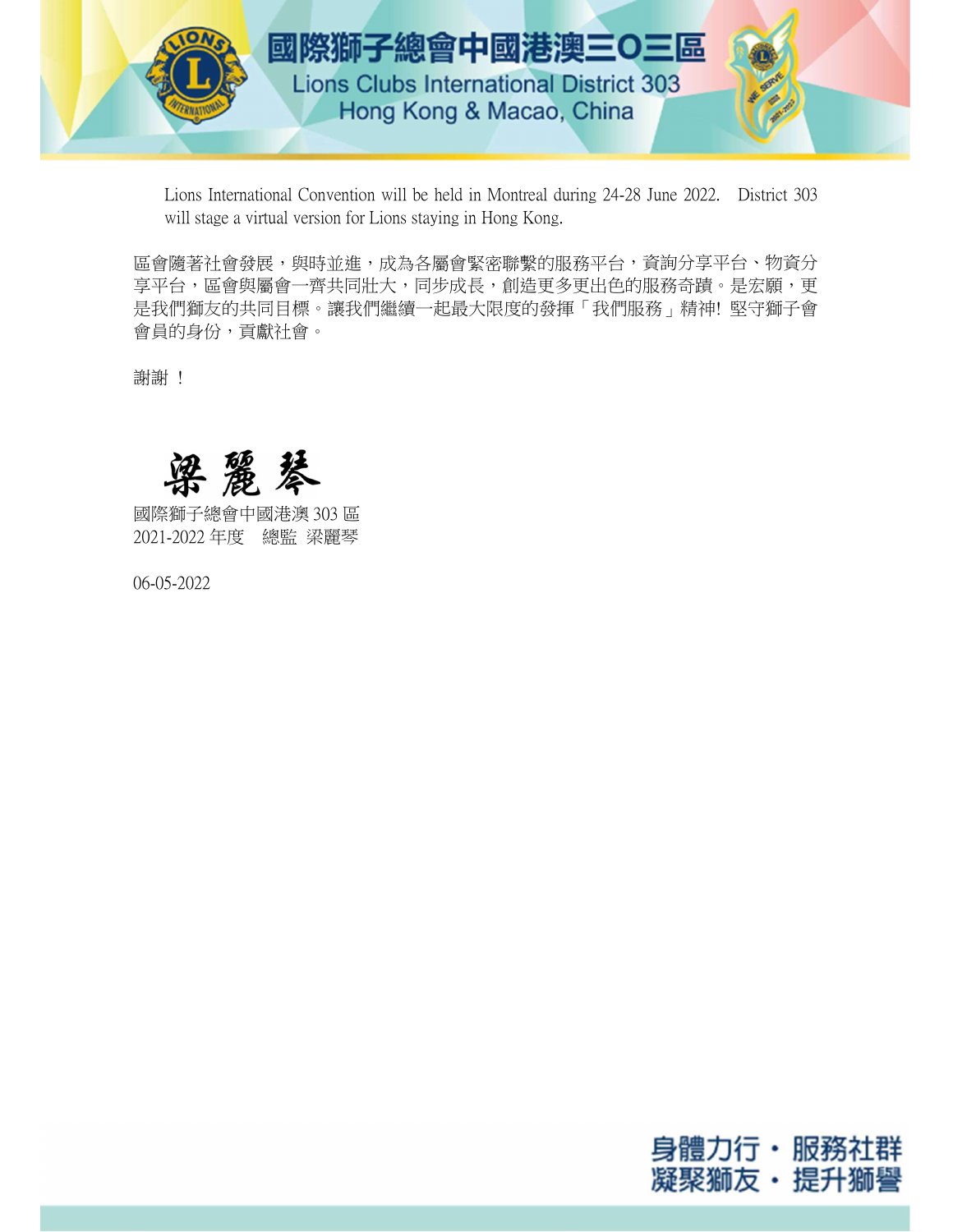Lions International Convention will be held in Montreal during 24-28 June 2022. District 303 will stage a virtual version for Lions staying in Hong Kong.

區會隨著社會發展，與時並進，成為各屬會緊密聯繫的服務平台，資詢分享平台、物資分享平台，區會與屬會一齊共同壯大，同步成長，創造更多更出色的服務奇蹟。是宏願，更是我們獅友的共同目標。讓我們繼續一起最大限度的發揮「我們服務」精神! 堅守獅子會會員的身份，貢獻社會。

謝謝 !

梁麗琴

國際獅子總會中國港澳 303 區
2021-2022 年度　總監 梁麗琴

06-05-2022

身體力行・服務社群
凝聚獅友・提升獅譽